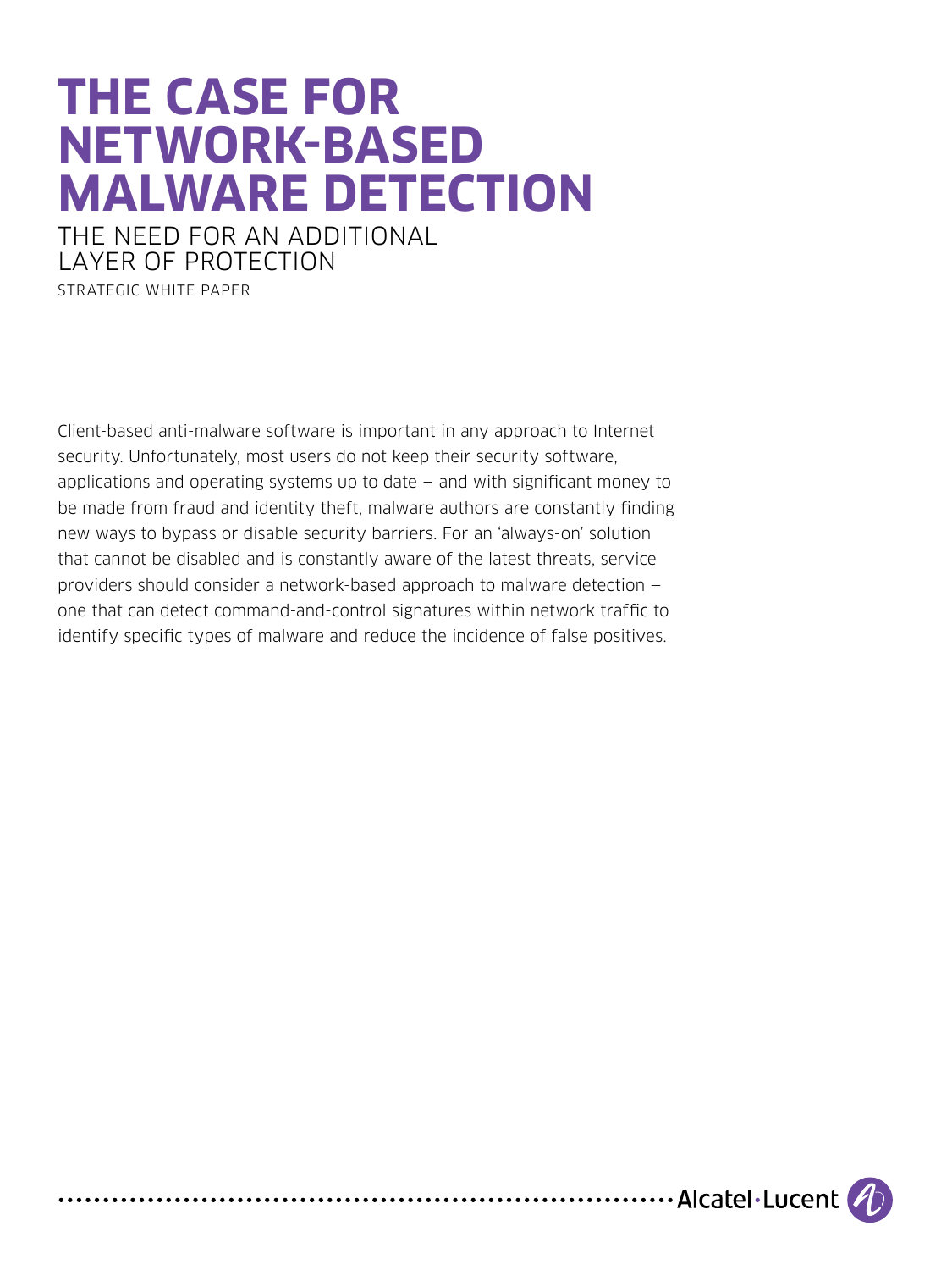# THE CASE FOR NETWORK-BASED MALWARE DETECTION

## THE NEED FOR AN ADDITIONAL LAYER OF PROTECTION

STRATEGIC WHITE PAPER

Client-based anti-malware software is important in any approach to Internet security. Unfortunately, most users do not keep their security software, applications and operating systems up to date — and with significant money to be made from fraud and identity theft, malware authors are constantly finding new ways to bypass or disable security barriers. For an 'always-on' solution that cannot be disabled and is constantly aware of the latest threats, service providers should consider a network-based approach to malware detection — one that can detect command-and-control signatures within network traffic to identify specific types of malware and reduce the incidence of false positives.

Alcatel·Lucent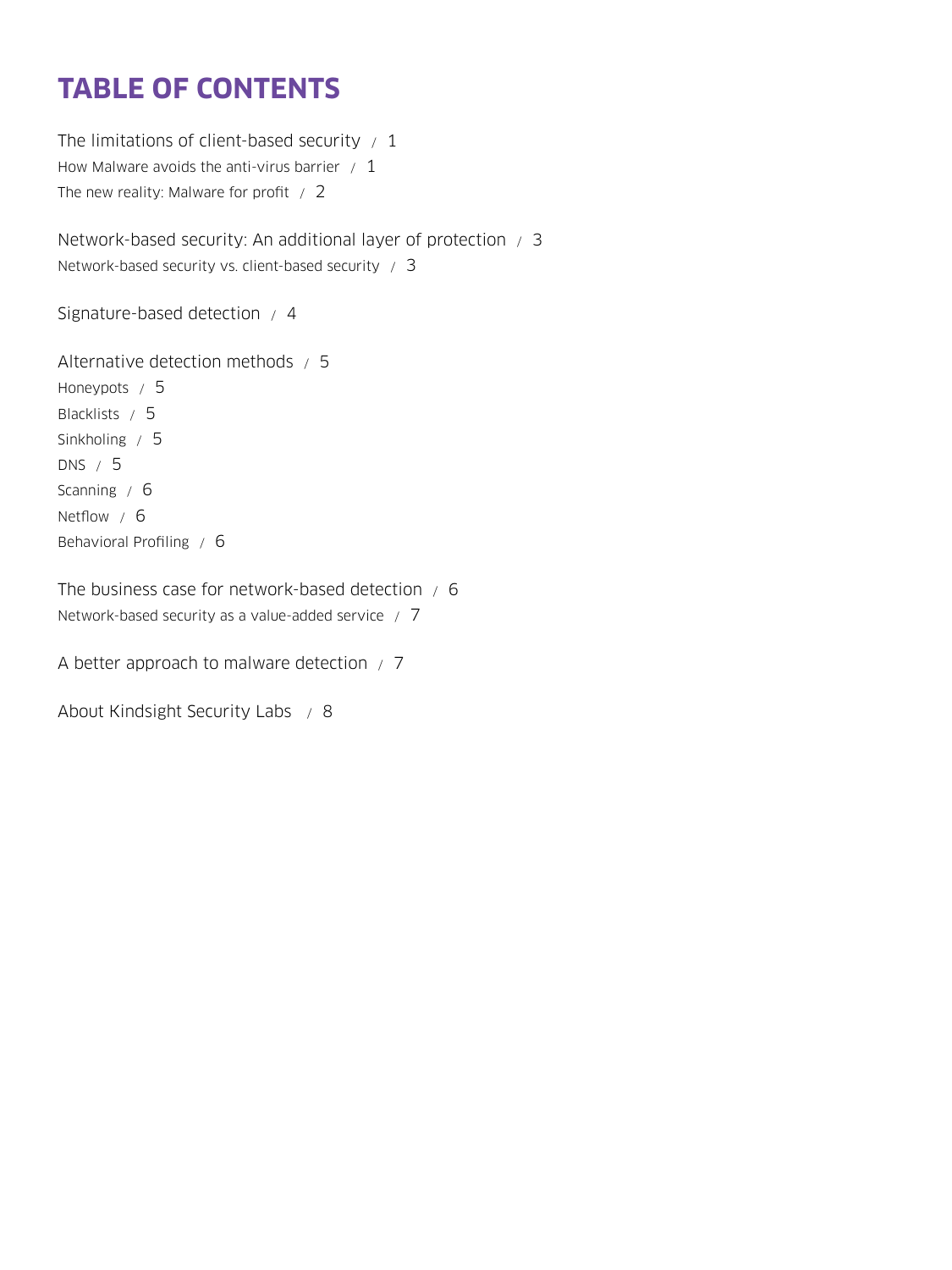# TABLE OF CONTENTS

The limitations of client-based security / 1
How Malware avoids the anti-virus barrier / 1
The new reality: Malware for profit / 2

Network-based security: An additional layer of protection / 3
Network-based security vs. client-based security / 3

Signature-based detection / 4

Alternative detection methods / 5
Honeypots / 5
Blacklists / 5
Sinkholing / 5
DNS / 5
Scanning / 6
Netflow / 6
Behavioral Profiling / 6

The business case for network-based detection / 6
Network-based security as a value-added service / 7

A better approach to malware detection / 7

About Kindsight Security Labs / 8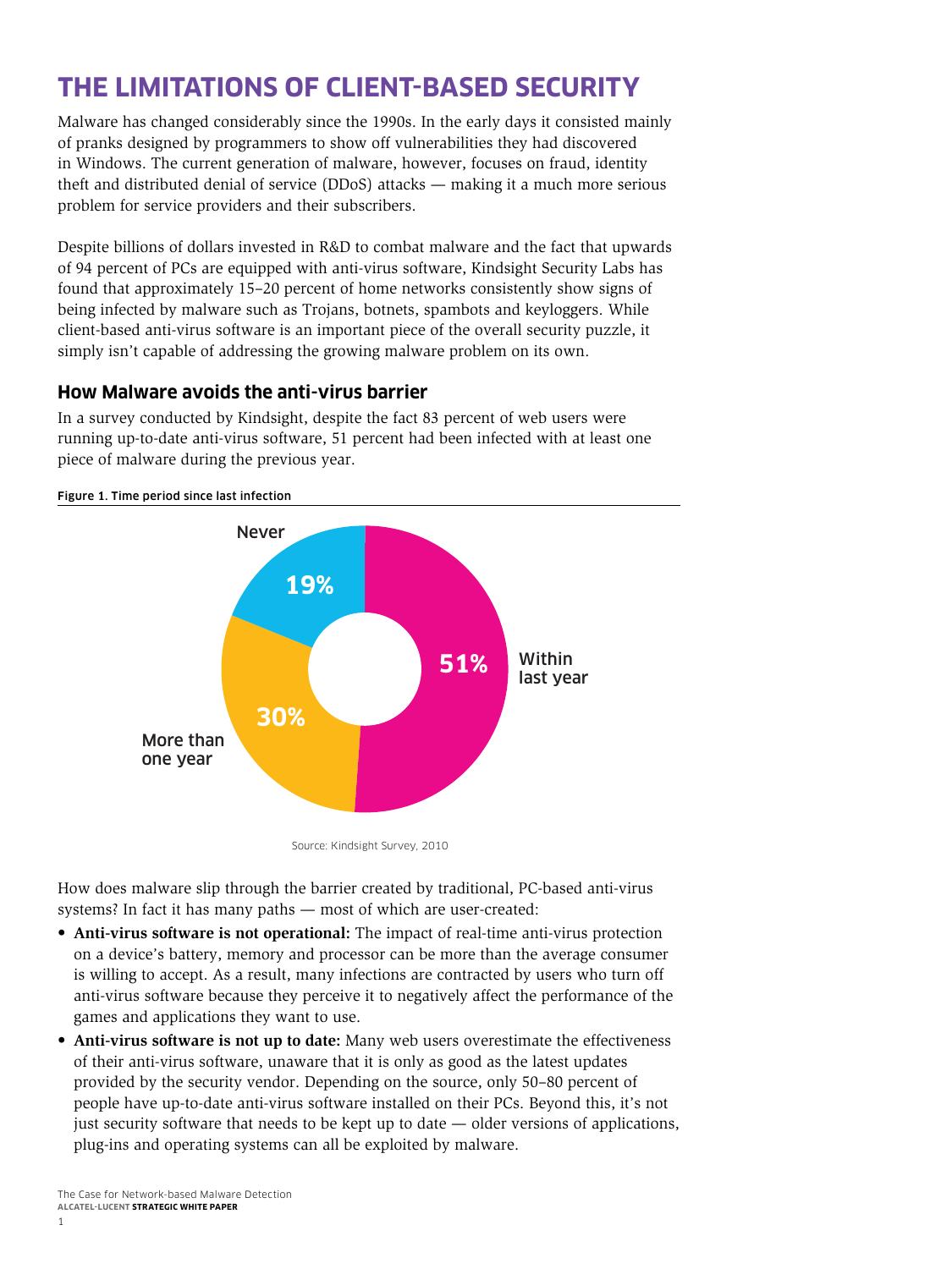# THE LIMITATIONS OF CLIENT-BASED SECURITY

Malware has changed considerably since the 1990s. In the early days it consisted mainly of pranks designed by programmers to show off vulnerabilities they had discovered in Windows. The current generation of malware, however, focuses on fraud, identity theft and distributed denial of service (DDoS) attacks — making it a much more serious problem for service providers and their subscribers.

Despite billions of dollars invested in R&D to combat malware and the fact that upwards of 94 percent of PCs are equipped with anti-virus software, Kindsight Security Labs has found that approximately 15–20 percent of home networks consistently show signs of being infected by malware such as Trojans, botnets, spambots and keyloggers. While client-based anti-virus software is an important piece of the overall security puzzle, it simply isn't capable of addressing the growing malware problem on its own.

## How Malware avoids the anti-virus barrier

In a survey conducted by Kindsight, despite the fact 83 percent of web users were running up-to-date anti-virus software, 51 percent had been infected with at least one piece of malware during the previous year.

**Figure 1. Time period since last infection**

| Time period since last infection | Percent |
| --- | --- |
| Within last year | 51% |
| More than one year | 30% |
| Never | 19% |

Source: Kindsight Survey, 2010

How does malware slip through the barrier created by traditional, PC-based anti-virus systems? In fact it has many paths — most of which are user-created:

- **Anti-virus software is not operational:** The impact of real-time anti-virus protection on a device's battery, memory and processor can be more than the average consumer is willing to accept. As a result, many infections are contracted by users who turn off anti-virus software because they perceive it to negatively affect the performance of the games and applications they want to use.
- **Anti-virus software is not up to date:** Many web users overestimate the effectiveness of their anti-virus software, unaware that it is only as good as the latest updates provided by the security vendor. Depending on the source, only 50–80 percent of people have up-to-date anti-virus software installed on their PCs. Beyond this, it's not just security software that needs to be kept up to date — older versions of applications, plug-ins and operating systems can all be exploited by malware.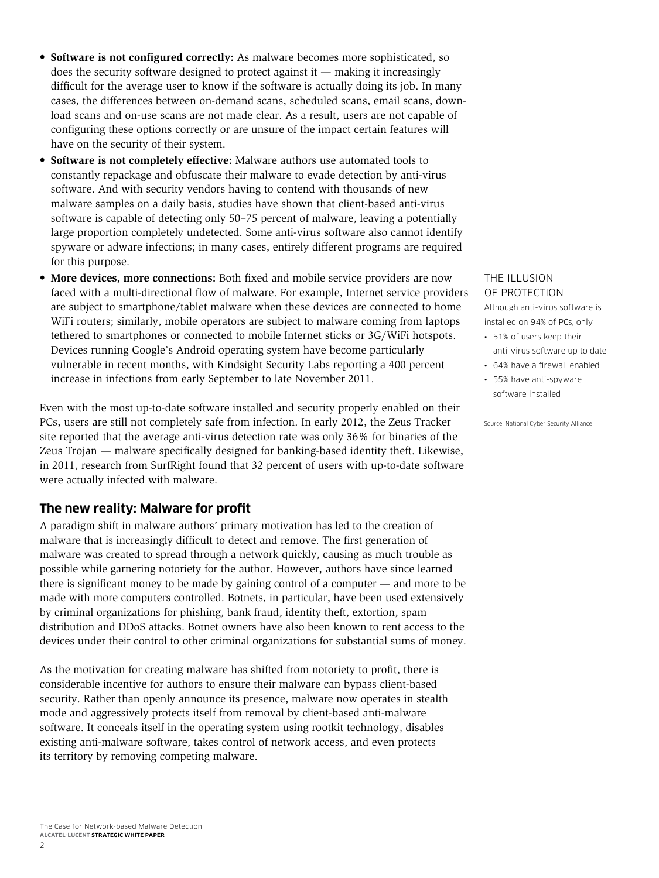- **Software is not configured correctly:** As malware becomes more sophisticated, so does the security software designed to protect against it — making it increasingly difficult for the average user to know if the software is actually doing its job. In many cases, the differences between on-demand scans, scheduled scans, email scans, download scans and on-use scans are not made clear. As a result, users are not capable of configuring these options correctly or are unsure of the impact certain features will have on the security of their system.
- **Software is not completely effective:** Malware authors use automated tools to constantly repackage and obfuscate their malware to evade detection by anti-virus software. And with security vendors having to contend with thousands of new malware samples on a daily basis, studies have shown that client-based anti-virus software is capable of detecting only 50–75 percent of malware, leaving a potentially large proportion completely undetected. Some anti-virus software also cannot identify spyware or adware infections; in many cases, entirely different programs are required for this purpose.
- **More devices, more connections:** Both fixed and mobile service providers are now faced with a multi-directional flow of malware. For example, Internet service providers are subject to smartphone/tablet malware when these devices are connected to home WiFi routers; similarly, mobile operators are subject to malware coming from laptops tethered to smartphones or connected to mobile Internet sticks or 3G/WiFi hotspots. Devices running Google's Android operating system have become particularly vulnerable in recent months, with Kindsight Security Labs reporting a 400 percent increase in infections from early September to late November 2011.

Even with the most up-to-date software installed and security properly enabled on their PCs, users are still not completely safe from infection. In early 2012, the Zeus Tracker site reported that the average anti-virus detection rate was only 36% for binaries of the Zeus Trojan — malware specifically designed for banking-based identity theft. Likewise, in 2011, research from SurfRight found that 32 percent of users with up-to-date software were actually infected with malware.

THE ILLUSION OF PROTECTION

Although anti-virus software is installed on 94% of PCs, only

- 51% of users keep their anti-virus software up to date
- 64% have a firewall enabled
- 55% have anti-spyware software installed

Source: National Cyber Security Alliance

## The new reality: Malware for profit

A paradigm shift in malware authors' primary motivation has led to the creation of malware that is increasingly difficult to detect and remove. The first generation of malware was created to spread through a network quickly, causing as much trouble as possible while garnering notoriety for the author. However, authors have since learned there is significant money to be made by gaining control of a computer — and more to be made with more computers controlled. Botnets, in particular, have been used extensively by criminal organizations for phishing, bank fraud, identity theft, extortion, spam distribution and DDoS attacks. Botnet owners have also been known to rent access to the devices under their control to other criminal organizations for substantial sums of money.

As the motivation for creating malware has shifted from notoriety to profit, there is considerable incentive for authors to ensure their malware can bypass client-based security. Rather than openly announce its presence, malware now operates in stealth mode and aggressively protects itself from removal by client-based anti-malware software. It conceals itself in the operating system using rootkit technology, disables existing anti-malware software, takes control of network access, and even protects its territory by removing competing malware.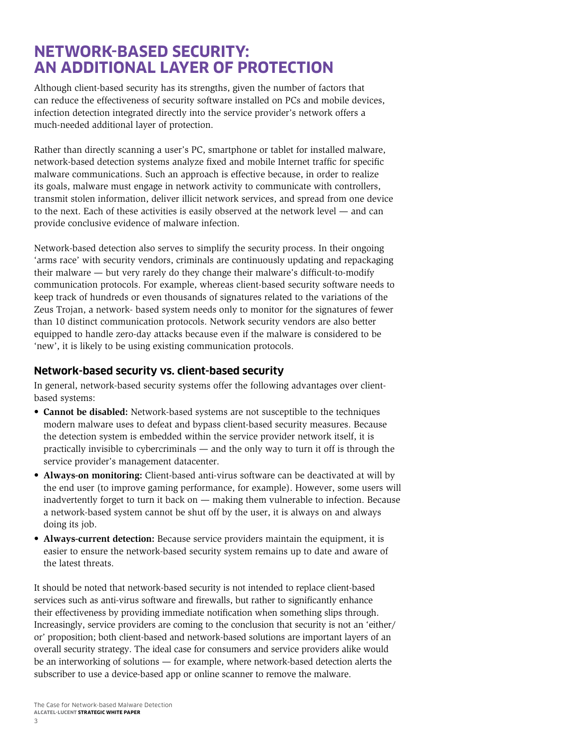# NETWORK-BASED SECURITY: AN ADDITIONAL LAYER OF PROTECTION

Although client-based security has its strengths, given the number of factors that can reduce the effectiveness of security software installed on PCs and mobile devices, infection detection integrated directly into the service provider's network offers a much-needed additional layer of protection.

Rather than directly scanning a user's PC, smartphone or tablet for installed malware, network-based detection systems analyze fixed and mobile Internet traffic for specific malware communications. Such an approach is effective because, in order to realize its goals, malware must engage in network activity to communicate with controllers, transmit stolen information, deliver illicit network services, and spread from one device to the next. Each of these activities is easily observed at the network level — and can provide conclusive evidence of malware infection.

Network-based detection also serves to simplify the security process. In their ongoing 'arms race' with security vendors, criminals are continuously updating and repackaging their malware — but very rarely do they change their malware's difficult-to-modify communication protocols. For example, whereas client-based security software needs to keep track of hundreds or even thousands of signatures related to the variations of the Zeus Trojan, a network- based system needs only to monitor for the signatures of fewer than 10 distinct communication protocols. Network security vendors are also better equipped to handle zero-day attacks because even if the malware is considered to be 'new', it is likely to be using existing communication protocols.

## Network-based security vs. client-based security

In general, network-based security systems offer the following advantages over client-based systems:

- **Cannot be disabled:** Network-based systems are not susceptible to the techniques modern malware uses to defeat and bypass client-based security measures. Because the detection system is embedded within the service provider network itself, it is practically invisible to cybercriminals — and the only way to turn it off is through the service provider's management datacenter.
- **Always-on monitoring:** Client-based anti-virus software can be deactivated at will by the end user (to improve gaming performance, for example). However, some users will inadvertently forget to turn it back on — making them vulnerable to infection. Because a network-based system cannot be shut off by the user, it is always on and always doing its job.
- **Always-current detection:** Because service providers maintain the equipment, it is easier to ensure the network-based security system remains up to date and aware of the latest threats.

It should be noted that network-based security is not intended to replace client-based services such as anti-virus software and firewalls, but rather to significantly enhance their effectiveness by providing immediate notification when something slips through. Increasingly, service providers are coming to the conclusion that security is not an 'either/or' proposition; both client-based and network-based solutions are important layers of an overall security strategy. The ideal case for consumers and service providers alike would be an interworking of solutions — for example, where network-based detection alerts the subscriber to use a device-based app or online scanner to remove the malware.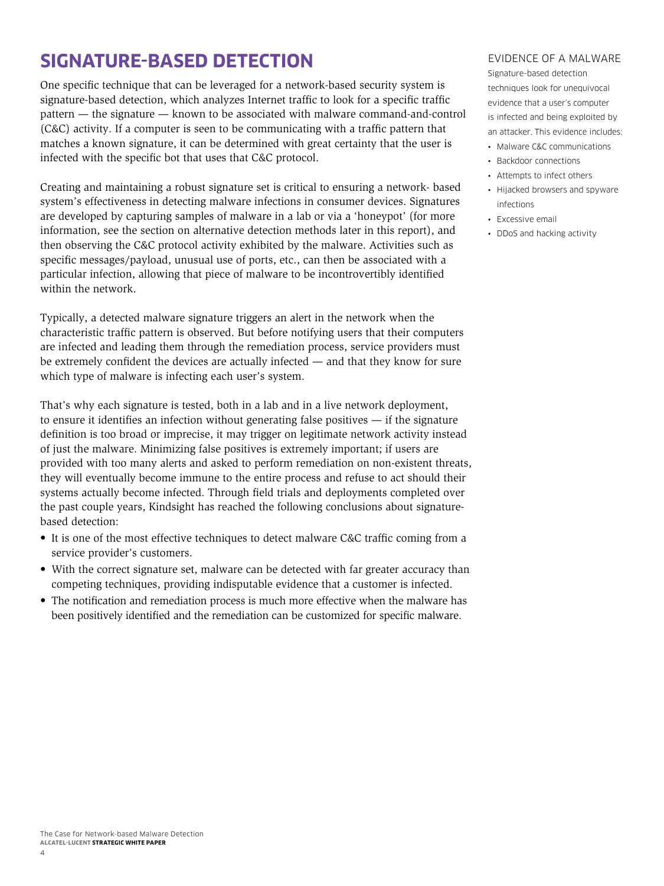# SIGNATURE-BASED DETECTION

One specific technique that can be leveraged for a network-based security system is signature-based detection, which analyzes Internet traffic to look for a specific traffic pattern — the signature — known to be associated with malware command-and-control (C&C) activity. If a computer is seen to be communicating with a traffic pattern that matches a known signature, it can be determined with great certainty that the user is infected with the specific bot that uses that C&C protocol.

Creating and maintaining a robust signature set is critical to ensuring a network- based system's effectiveness in detecting malware infections in consumer devices. Signatures are developed by capturing samples of malware in a lab or via a 'honeypot' (for more information, see the section on alternative detection methods later in this report), and then observing the C&C protocol activity exhibited by the malware. Activities such as specific messages/payload, unusual use of ports, etc., can then be associated with a particular infection, allowing that piece of malware to be incontrovertibly identified within the network.

Typically, a detected malware signature triggers an alert in the network when the characteristic traffic pattern is observed. But before notifying users that their computers are infected and leading them through the remediation process, service providers must be extremely confident the devices are actually infected — and that they know for sure which type of malware is infecting each user's system.

That's why each signature is tested, both in a lab and in a live network deployment, to ensure it identifies an infection without generating false positives — if the signature definition is too broad or imprecise, it may trigger on legitimate network activity instead of just the malware. Minimizing false positives is extremely important; if users are provided with too many alerts and asked to perform remediation on non-existent threats, they will eventually become immune to the entire process and refuse to act should their systems actually become infected. Through field trials and deployments completed over the past couple years, Kindsight has reached the following conclusions about signature-based detection:

- It is one of the most effective techniques to detect malware C&C traffic coming from a service provider's customers.
- With the correct signature set, malware can be detected with far greater accuracy than competing techniques, providing indisputable evidence that a customer is infected.
- The notification and remediation process is much more effective when the malware has been positively identified and the remediation can be customized for specific malware.

### EVIDENCE OF A MALWARE

Signature-based detection techniques look for unequivocal evidence that a user's computer is infected and being exploited by an attacker. This evidence includes:

- Malware C&C communications
- Backdoor connections
- Attempts to infect others
- Hijacked browsers and spyware infections
- Excessive email
- DDoS and hacking activity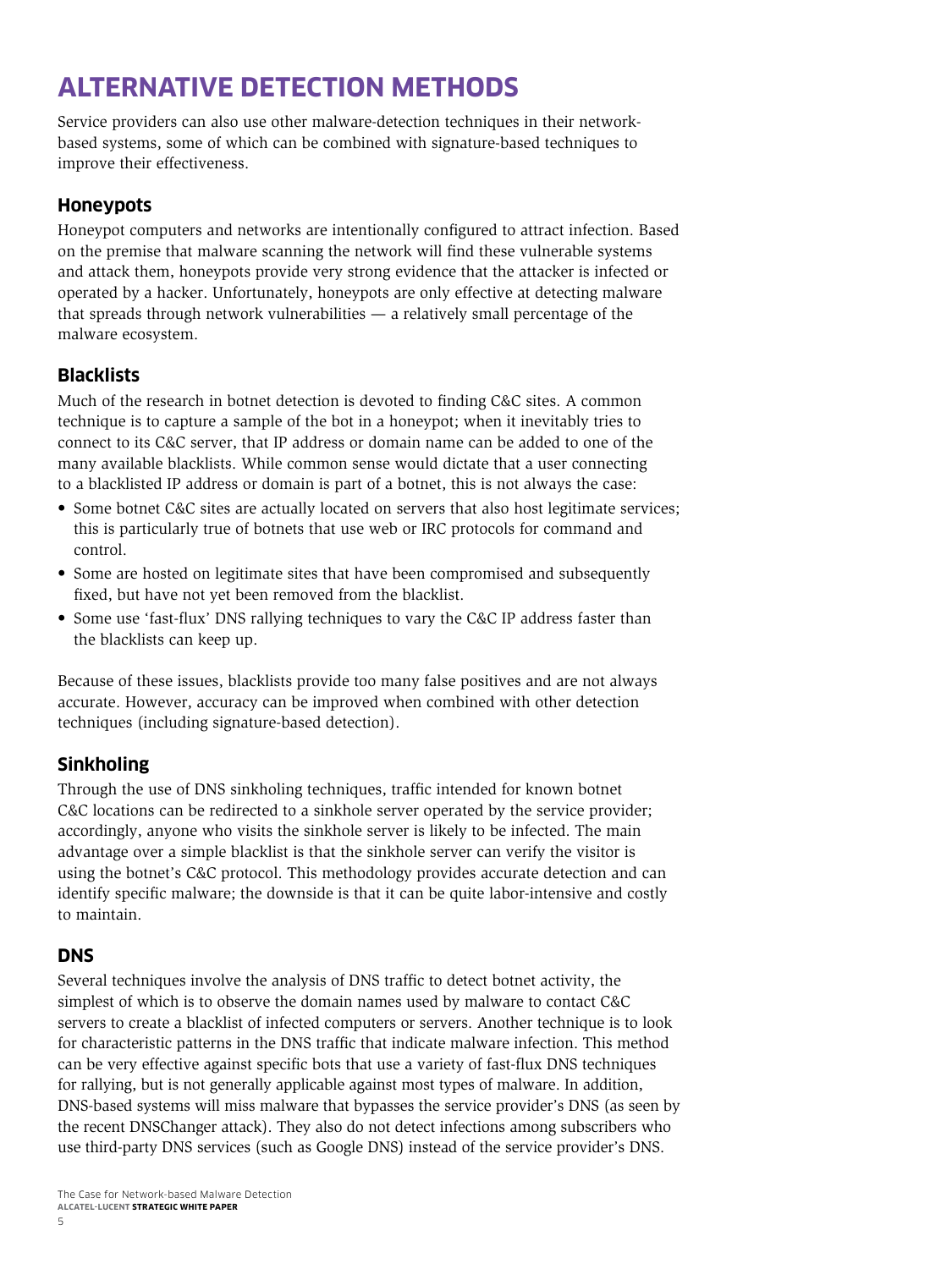# ALTERNATIVE DETECTION METHODS

Service providers can also use other malware-detection techniques in their network-based systems, some of which can be combined with signature-based techniques to improve their effectiveness.

## Honeypots

Honeypot computers and networks are intentionally configured to attract infection. Based on the premise that malware scanning the network will find these vulnerable systems and attack them, honeypots provide very strong evidence that the attacker is infected or operated by a hacker. Unfortunately, honeypots are only effective at detecting malware that spreads through network vulnerabilities — a relatively small percentage of the malware ecosystem.

## Blacklists

Much of the research in botnet detection is devoted to finding C&C sites. A common technique is to capture a sample of the bot in a honeypot; when it inevitably tries to connect to its C&C server, that IP address or domain name can be added to one of the many available blacklists. While common sense would dictate that a user connecting to a blacklisted IP address or domain is part of a botnet, this is not always the case:

- Some botnet C&C sites are actually located on servers that also host legitimate services; this is particularly true of botnets that use web or IRC protocols for command and control.
- Some are hosted on legitimate sites that have been compromised and subsequently fixed, but have not yet been removed from the blacklist.
- Some use 'fast-flux' DNS rallying techniques to vary the C&C IP address faster than the blacklists can keep up.

Because of these issues, blacklists provide too many false positives and are not always accurate. However, accuracy can be improved when combined with other detection techniques (including signature-based detection).

## Sinkholing

Through the use of DNS sinkholing techniques, traffic intended for known botnet C&C locations can be redirected to a sinkhole server operated by the service provider; accordingly, anyone who visits the sinkhole server is likely to be infected. The main advantage over a simple blacklist is that the sinkhole server can verify the visitor is using the botnet's C&C protocol. This methodology provides accurate detection and can identify specific malware; the downside is that it can be quite labor-intensive and costly to maintain.

## DNS

Several techniques involve the analysis of DNS traffic to detect botnet activity, the simplest of which is to observe the domain names used by malware to contact C&C servers to create a blacklist of infected computers or servers. Another technique is to look for characteristic patterns in the DNS traffic that indicate malware infection. This method can be very effective against specific bots that use a variety of fast-flux DNS techniques for rallying, but is not generally applicable against most types of malware. In addition, DNS-based systems will miss malware that bypasses the service provider's DNS (as seen by the recent DNSChanger attack). They also do not detect infections among subscribers who use third-party DNS services (such as Google DNS) instead of the service provider's DNS.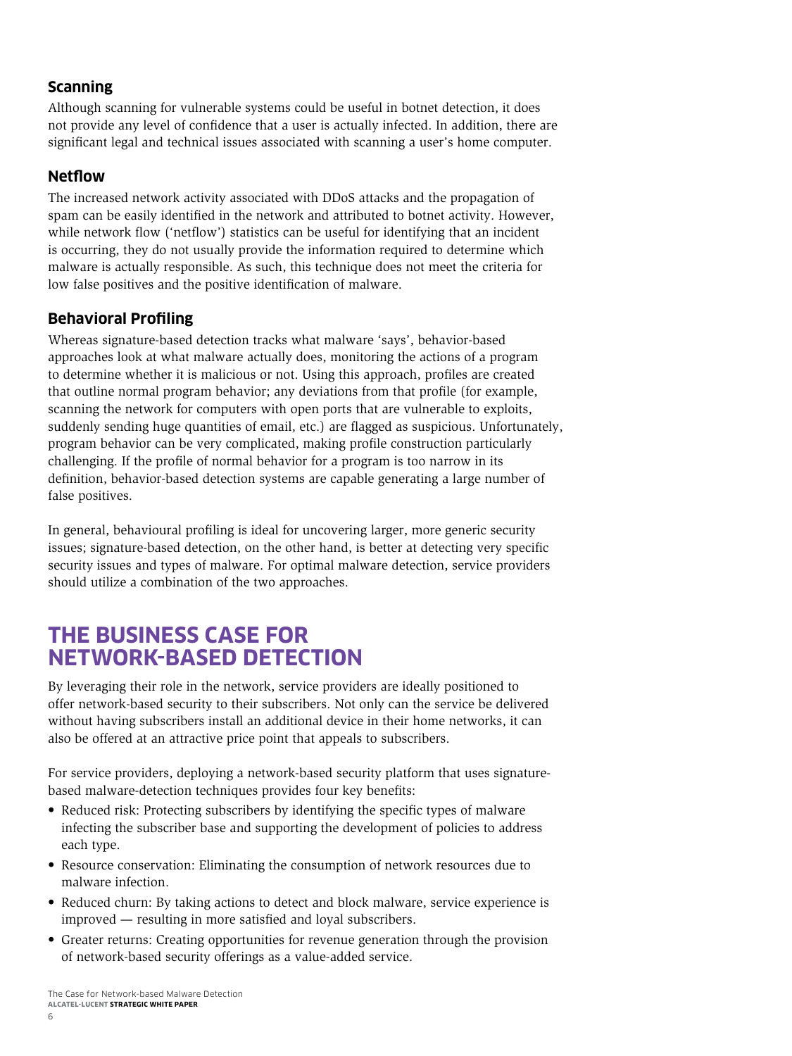### Scanning

Although scanning for vulnerable systems could be useful in botnet detection, it does not provide any level of confidence that a user is actually infected. In addition, there are significant legal and technical issues associated with scanning a user's home computer.

### Netflow

The increased network activity associated with DDoS attacks and the propagation of spam can be easily identified in the network and attributed to botnet activity. However, while network flow ('netflow') statistics can be useful for identifying that an incident is occurring, they do not usually provide the information required to determine which malware is actually responsible. As such, this technique does not meet the criteria for low false positives and the positive identification of malware.

### Behavioral Profiling

Whereas signature-based detection tracks what malware 'says', behavior-based approaches look at what malware actually does, monitoring the actions of a program to determine whether it is malicious or not. Using this approach, profiles are created that outline normal program behavior; any deviations from that profile (for example, scanning the network for computers with open ports that are vulnerable to exploits, suddenly sending huge quantities of email, etc.) are flagged as suspicious. Unfortunately, program behavior can be very complicated, making profile construction particularly challenging. If the profile of normal behavior for a program is too narrow in its definition, behavior-based detection systems are capable generating a large number of false positives.

In general, behavioural profiling is ideal for uncovering larger, more generic security issues; signature-based detection, on the other hand, is better at detecting very specific security issues and types of malware. For optimal malware detection, service providers should utilize a combination of the two approaches.

## THE BUSINESS CASE FOR NETWORK-BASED DETECTION

By leveraging their role in the network, service providers are ideally positioned to offer network-based security to their subscribers. Not only can the service be delivered without having subscribers install an additional device in their home networks, it can also be offered at an attractive price point that appeals to subscribers.

For service providers, deploying a network-based security platform that uses signature-based malware-detection techniques provides four key benefits:

- Reduced risk: Protecting subscribers by identifying the specific types of malware infecting the subscriber base and supporting the development of policies to address each type.
- Resource conservation: Eliminating the consumption of network resources due to malware infection.
- Reduced churn: By taking actions to detect and block malware, service experience is improved — resulting in more satisfied and loyal subscribers.
- Greater returns: Creating opportunities for revenue generation through the provision of network-based security offerings as a value-added service.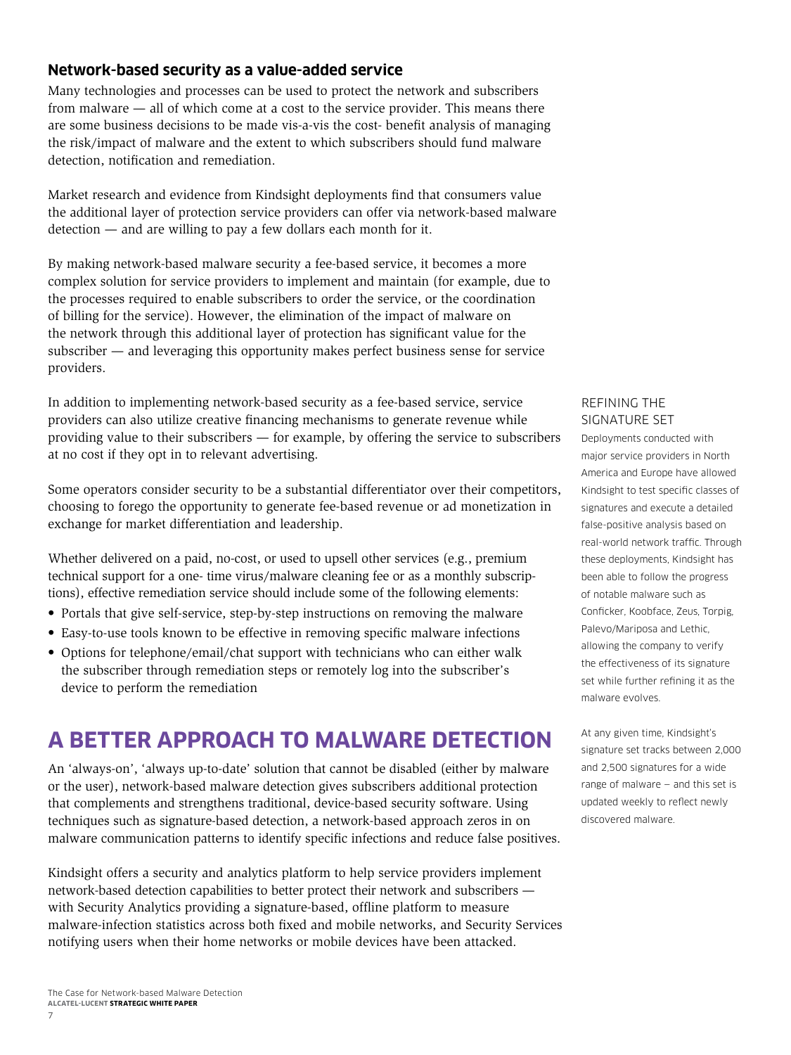## Network-based security as a value-added service

Many technologies and processes can be used to protect the network and subscribers from malware — all of which come at a cost to the service provider. This means there are some business decisions to be made vis-a-vis the cost- benefit analysis of managing the risk/impact of malware and the extent to which subscribers should fund malware detection, notification and remediation.

Market research and evidence from Kindsight deployments find that consumers value the additional layer of protection service providers can offer via network-based malware detection — and are willing to pay a few dollars each month for it.

By making network-based malware security a fee-based service, it becomes a more complex solution for service providers to implement and maintain (for example, due to the processes required to enable subscribers to order the service, or the coordination of billing for the service). However, the elimination of the impact of malware on the network through this additional layer of protection has significant value for the subscriber — and leveraging this opportunity makes perfect business sense for service providers.

In addition to implementing network-based security as a fee-based service, service providers can also utilize creative financing mechanisms to generate revenue while providing value to their subscribers — for example, by offering the service to subscribers at no cost if they opt in to relevant advertising.

Some operators consider security to be a substantial differentiator over their competitors, choosing to forego the opportunity to generate fee-based revenue or ad monetization in exchange for market differentiation and leadership.

Whether delivered on a paid, no-cost, or used to upsell other services (e.g., premium technical support for a one- time virus/malware cleaning fee or as a monthly subscriptions), effective remediation service should include some of the following elements:

- Portals that give self-service, step-by-step instructions on removing the malware
- Easy-to-use tools known to be effective in removing specific malware infections
- Options for telephone/email/chat support with technicians who can either walk the subscriber through remediation steps or remotely log into the subscriber's device to perform the remediation

# A BETTER APPROACH TO MALWARE DETECTION

An 'always-on', 'always up-to-date' solution that cannot be disabled (either by malware or the user), network-based malware detection gives subscribers additional protection that complements and strengthens traditional, device-based security software. Using techniques such as signature-based detection, a network-based approach zeros in on malware communication patterns to identify specific infections and reduce false positives.

Kindsight offers a security and analytics platform to help service providers implement network-based detection capabilities to better protect their network and subscribers — with Security Analytics providing a signature-based, offline platform to measure malware-infection statistics across both fixed and mobile networks, and Security Services notifying users when their home networks or mobile devices have been attacked.

### REFINING THE SIGNATURE SET

Deployments conducted with major service providers in North America and Europe have allowed Kindsight to test specific classes of signatures and execute a detailed false-positive analysis based on real-world network traffic. Through these deployments, Kindsight has been able to follow the progress of notable malware such as Conficker, Koobface, Zeus, Torpig, Palevo/Mariposa and Lethic, allowing the company to verify the effectiveness of its signature set while further refining it as the malware evolves.

At any given time, Kindsight's signature set tracks between 2,000 and 2,500 signatures for a wide range of malware – and this set is updated weekly to reflect newly discovered malware.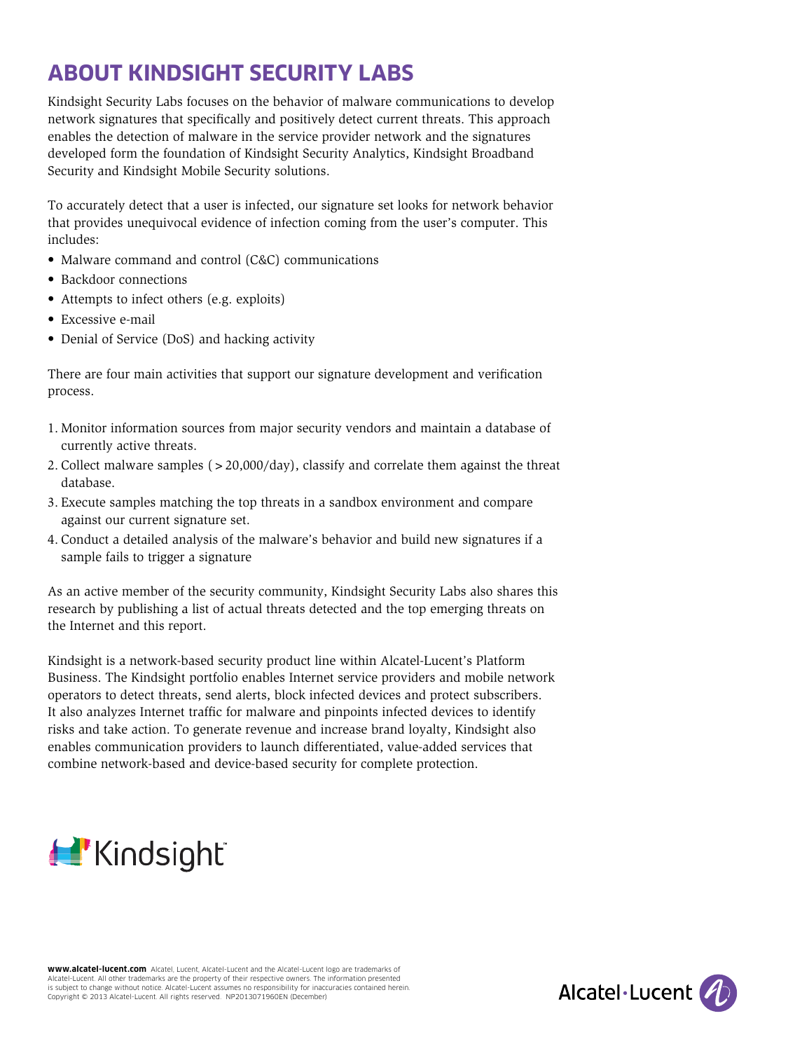# ABOUT KINDSIGHT SECURITY LABS

Kindsight Security Labs focuses on the behavior of malware communications to develop network signatures that specifically and positively detect current threats. This approach enables the detection of malware in the service provider network and the signatures developed form the foundation of Kindsight Security Analytics, Kindsight Broadband Security and Kindsight Mobile Security solutions.

To accurately detect that a user is infected, our signature set looks for network behavior that provides unequivocal evidence of infection coming from the user's computer. This includes:

- Malware command and control (C&C) communications
- Backdoor connections
- Attempts to infect others (e.g. exploits)
- Excessive e-mail
- Denial of Service (DoS) and hacking activity

There are four main activities that support our signature development and verification process.

1. Monitor information sources from major security vendors and maintain a database of currently active threats.
2. Collect malware samples (>20,000/day), classify and correlate them against the threat database.
3. Execute samples matching the top threats in a sandbox environment and compare against our current signature set.
4. Conduct a detailed analysis of the malware's behavior and build new signatures if a sample fails to trigger a signature

As an active member of the security community, Kindsight Security Labs also shares this research by publishing a list of actual threats detected and the top emerging threats on the Internet and this report.

Kindsight is a network-based security product line within Alcatel-Lucent's Platform Business. The Kindsight portfolio enables Internet service providers and mobile network operators to detect threats, send alerts, block infected devices and protect subscribers. It also analyzes Internet traffic for malware and pinpoints infected devices to identify risks and take action. To generate revenue and increase brand loyalty, Kindsight also enables communication providers to launch differentiated, value-added services that combine network-based and device-based security for complete protection.

Kindsight

**www.alcatel-lucent.com** Alcatel, Lucent, Alcatel-Lucent and the Alcatel-Lucent logo are trademarks of Alcatel-Lucent. All other trademarks are the property of their respective owners. The information presented is subject to change without notice. Alcatel-Lucent assumes no responsibility for inaccuracies contained herein. Copyright © 2013 Alcatel-Lucent. All rights reserved. NP2013071960EN (December)

Alcatel·Lucent